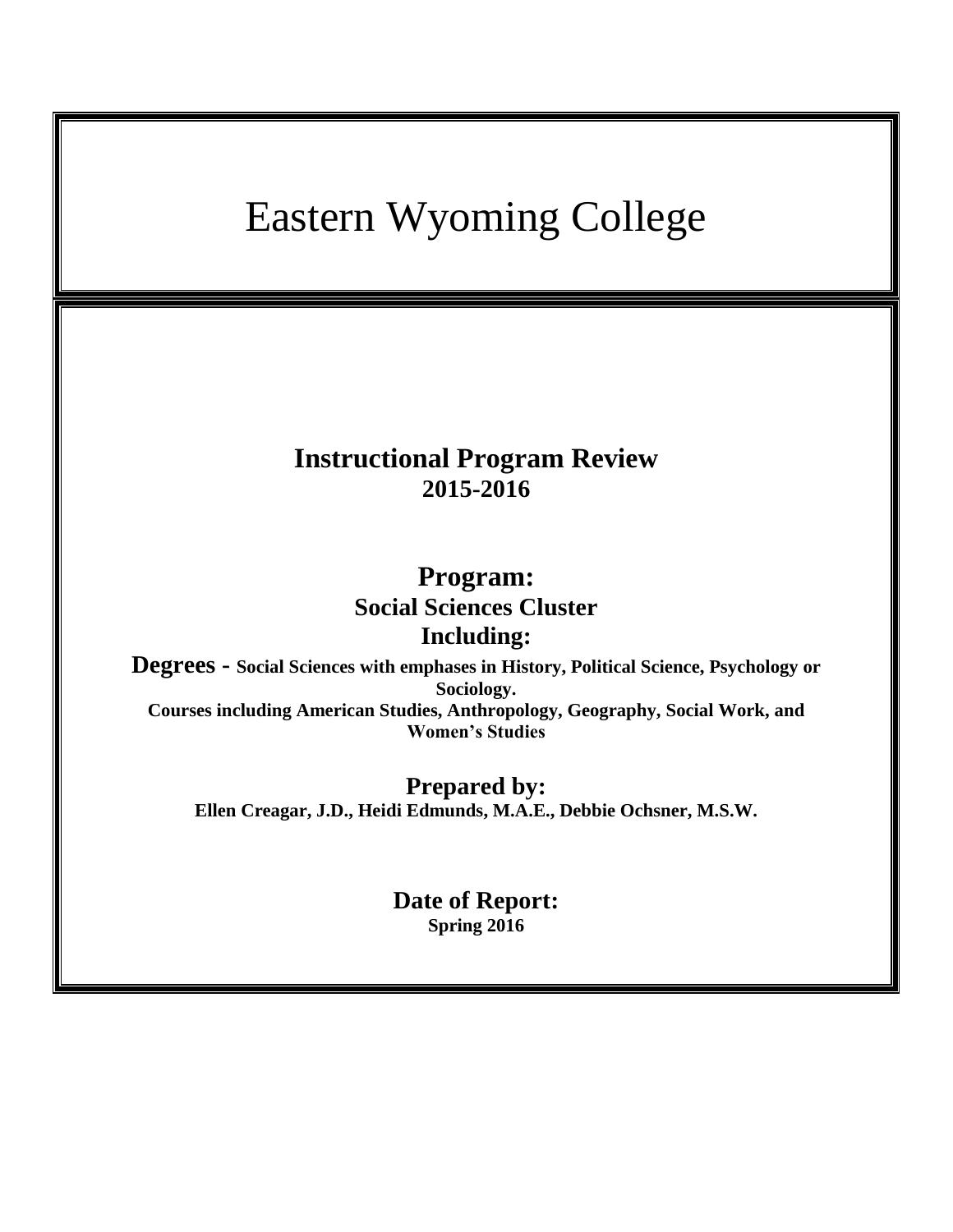# Eastern Wyoming College

## Instructional Program Review
**2015-2016**

## Program:
**Social Sciences Cluster**

**Including:**

**Degrees - Social Sciences with emphases in History, Political Science, Psychology or Sociology.**

**Courses including American Studies, Anthropology, Geography, Social Work, and Women's Studies**

## Prepared by:
**Ellen Creagar, J.D., Heidi Edmunds, M.A.E., Debbie Ochsner, M.S.W.**

## Date of Report:
**Spring 2016**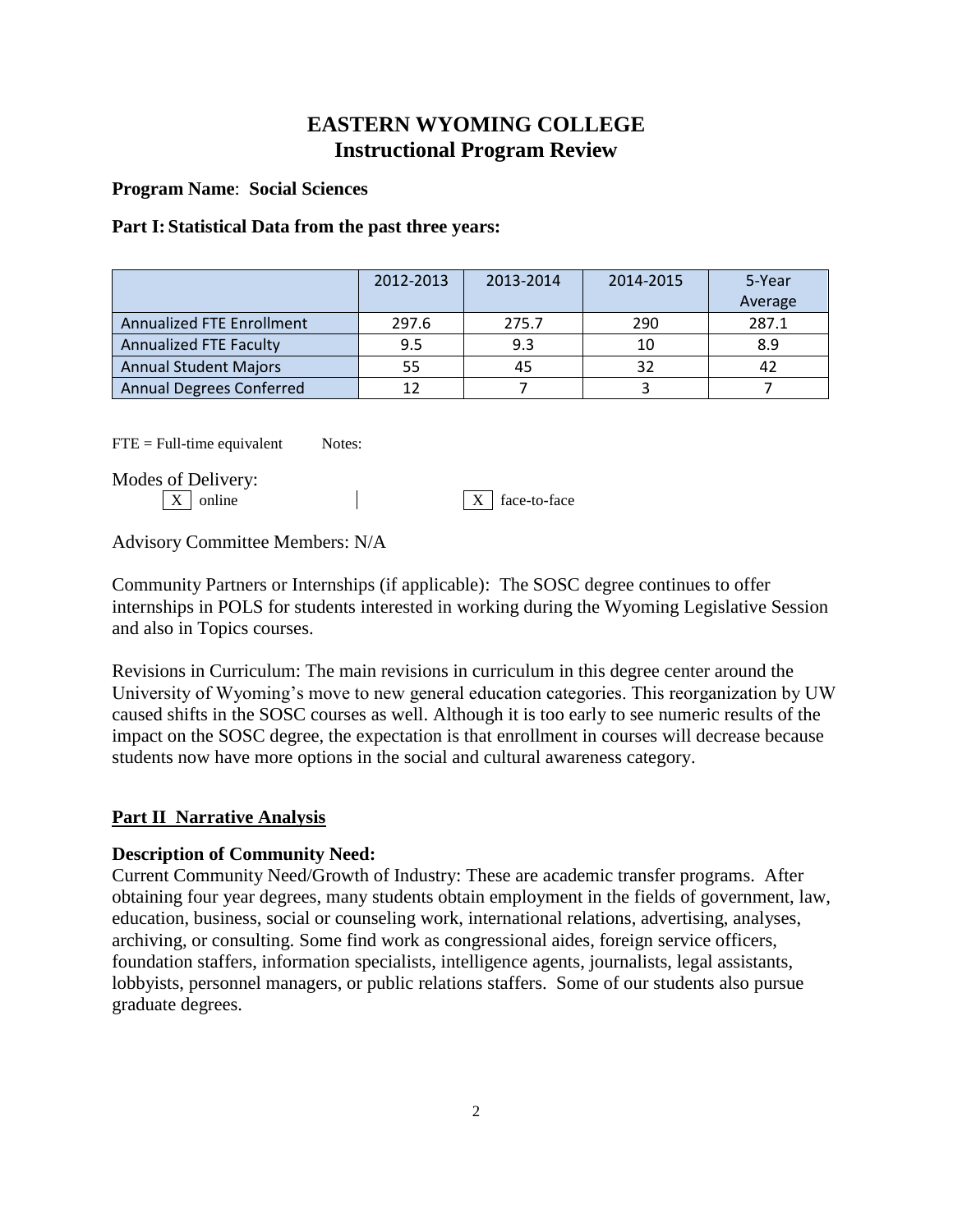# EASTERN WYOMING COLLEGE
## Instructional Program Review

**Program Name**: **Social Sciences**

**Part I: Statistical Data from the past three years:**

| | 2012-2013 | 2013-2014 | 2014-2015 | 5-Year Average |
|---|---|---|---|---|
| Annualized FTE Enrollment | 297.6 | 275.7 | 290 | 287.1 |
| Annualized FTE Faculty | 9.5 | 9.3 | 10 | 8.9 |
| Annual Student Majors | 55 | 45 | 32 | 42 |
| Annual Degrees Conferred | 12 | 7 | 3 | 7 |

FTE = Full-time equivalent Notes:

Modes of Delivery:

[X] online [X] face-to-face

Advisory Committee Members: N/A

Community Partners or Internships (if applicable): The SOSC degree continues to offer internships in POLS for students interested in working during the Wyoming Legislative Session and also in Topics courses.

Revisions in Curriculum: The main revisions in curriculum in this degree center around the University of Wyoming's move to new general education categories. This reorganization by UW caused shifts in the SOSC courses as well. Although it is too early to see numeric results of the impact on the SOSC degree, the expectation is that enrollment in courses will decrease because students now have more options in the social and cultural awareness category.

## Part II Narrative Analysis

**Description of Community Need:**

Current Community Need/Growth of Industry: These are academic transfer programs. After obtaining four year degrees, many students obtain employment in the fields of government, law, education, business, social or counseling work, international relations, advertising, analyses, archiving, or consulting. Some find work as congressional aides, foreign service officers, foundation staffers, information specialists, intelligence agents, journalists, legal assistants, lobbyists, personnel managers, or public relations staffers. Some of our students also pursue graduate degrees.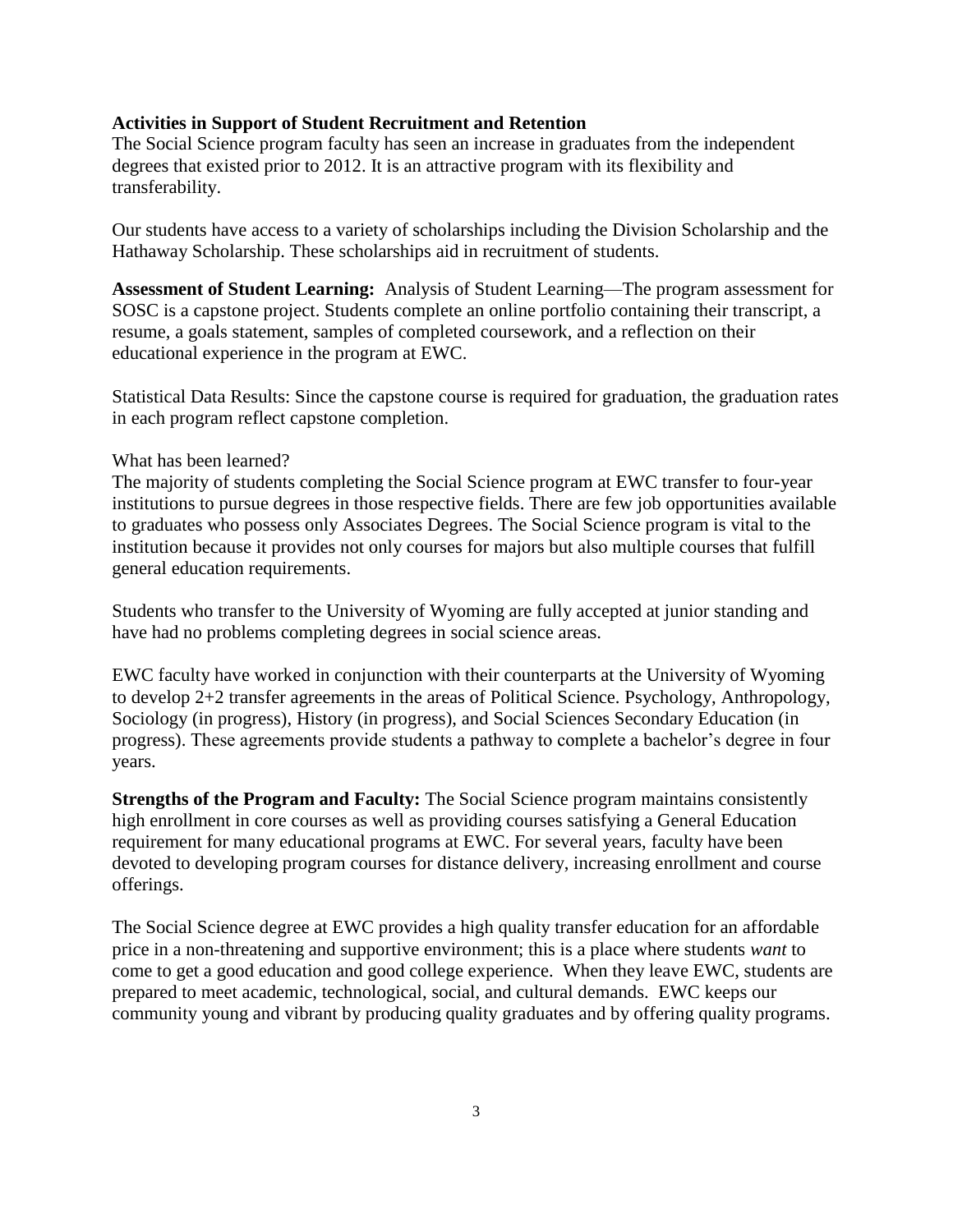**Activities in Support of Student Recruitment and Retention**

The Social Science program faculty has seen an increase in graduates from the independent degrees that existed prior to 2012. It is an attractive program with its flexibility and transferability.

Our students have access to a variety of scholarships including the Division Scholarship and the Hathaway Scholarship. These scholarships aid in recruitment of students.

**Assessment of Student Learning:** Analysis of Student Learning—The program assessment for SOSC is a capstone project. Students complete an online portfolio containing their transcript, a resume, a goals statement, samples of completed coursework, and a reflection on their educational experience in the program at EWC.

Statistical Data Results: Since the capstone course is required for graduation, the graduation rates in each program reflect capstone completion.

What has been learned?

The majority of students completing the Social Science program at EWC transfer to four-year institutions to pursue degrees in those respective fields. There are few job opportunities available to graduates who possess only Associates Degrees. The Social Science program is vital to the institution because it provides not only courses for majors but also multiple courses that fulfill general education requirements.

Students who transfer to the University of Wyoming are fully accepted at junior standing and have had no problems completing degrees in social science areas.

EWC faculty have worked in conjunction with their counterparts at the University of Wyoming to develop 2+2 transfer agreements in the areas of Political Science. Psychology, Anthropology, Sociology (in progress), History (in progress), and Social Sciences Secondary Education (in progress). These agreements provide students a pathway to complete a bachelor's degree in four years.

**Strengths of the Program and Faculty:** The Social Science program maintains consistently high enrollment in core courses as well as providing courses satisfying a General Education requirement for many educational programs at EWC. For several years, faculty have been devoted to developing program courses for distance delivery, increasing enrollment and course offerings.

The Social Science degree at EWC provides a high quality transfer education for an affordable price in a non-threatening and supportive environment; this is a place where students *want* to come to get a good education and good college experience. When they leave EWC, students are prepared to meet academic, technological, social, and cultural demands. EWC keeps our community young and vibrant by producing quality graduates and by offering quality programs.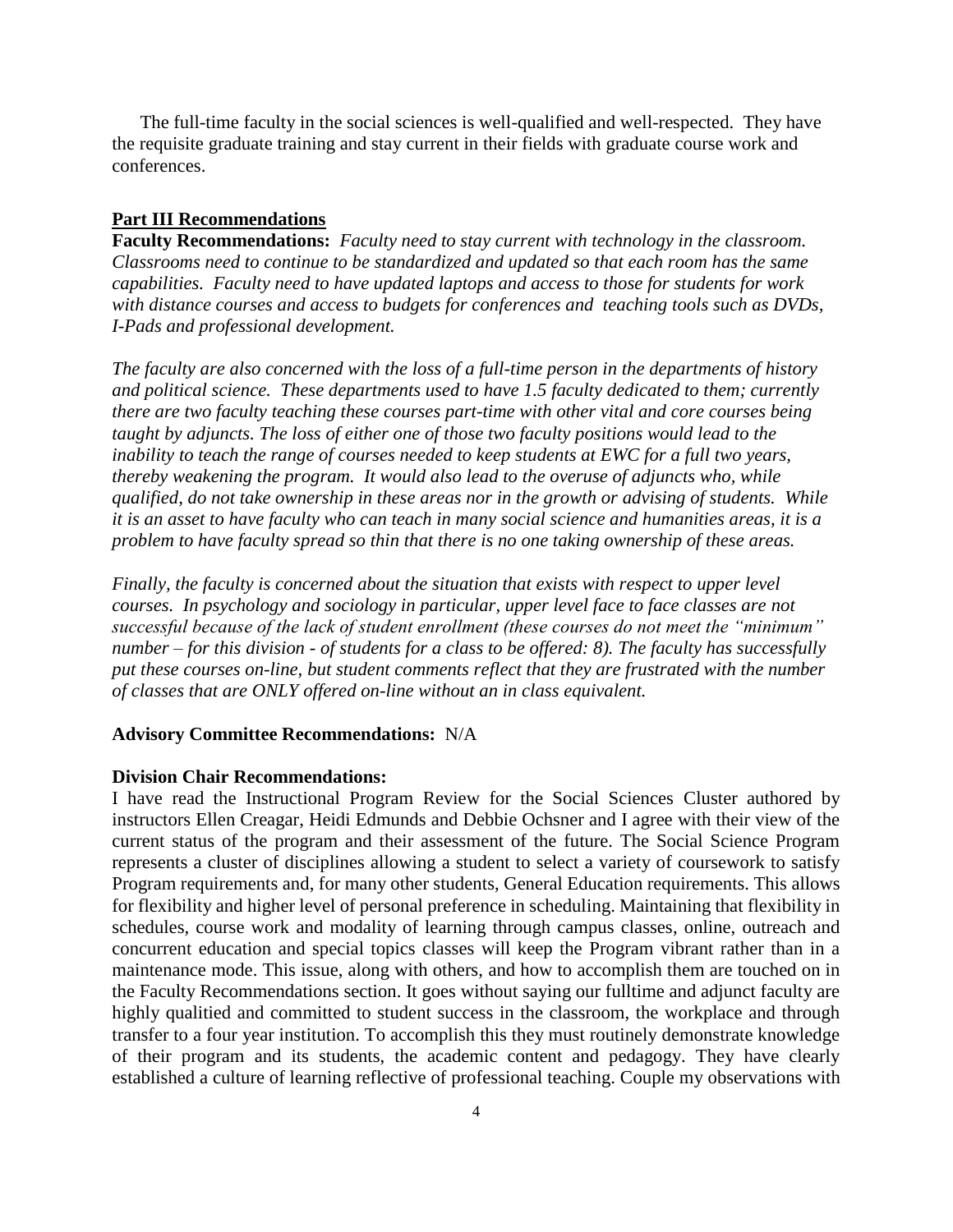The full-time faculty in the social sciences is well-qualified and well-respected. They have the requisite graduate training and stay current in their fields with graduate course work and conferences.

## Part III Recommendations

**Faculty Recommendations:** *Faculty need to stay current with technology in the classroom. Classrooms need to continue to be standardized and updated so that each room has the same capabilities. Faculty need to have updated laptops and access to those for students for work with distance courses and access to budgets for conferences and teaching tools such as DVDs, I-Pads and professional development.*

*The faculty are also concerned with the loss of a full-time person in the departments of history and political science. These departments used to have 1.5 faculty dedicated to them; currently there are two faculty teaching these courses part-time with other vital and core courses being taught by adjuncts. The loss of either one of those two faculty positions would lead to the inability to teach the range of courses needed to keep students at EWC for a full two years, thereby weakening the program. It would also lead to the overuse of adjuncts who, while qualified, do not take ownership in these areas nor in the growth or advising of students. While it is an asset to have faculty who can teach in many social science and humanities areas, it is a problem to have faculty spread so thin that there is no one taking ownership of these areas.*

*Finally, the faculty is concerned about the situation that exists with respect to upper level courses. In psychology and sociology in particular, upper level face to face classes are not successful because of the lack of student enrollment (these courses do not meet the "minimum" number – for this division - of students for a class to be offered: 8). The faculty has successfully put these courses on-line, but student comments reflect that they are frustrated with the number of classes that are ONLY offered on-line without an in class equivalent.*

**Advisory Committee Recommendations:** N/A

**Division Chair Recommendations:**

I have read the Instructional Program Review for the Social Sciences Cluster authored by instructors Ellen Creagar, Heidi Edmunds and Debbie Ochsner and I agree with their view of the current status of the program and their assessment of the future. The Social Science Program represents a cluster of disciplines allowing a student to select a variety of coursework to satisfy Program requirements and, for many other students, General Education requirements. This allows for flexibility and higher level of personal preference in scheduling. Maintaining that flexibility in schedules, course work and modality of learning through campus classes, online, outreach and concurrent education and special topics classes will keep the Program vibrant rather than in a maintenance mode. This issue, along with others, and how to accomplish them are touched on in the Faculty Recommendations section. It goes without saying our fulltime and adjunct faculty are highly qualitied and committed to student success in the classroom, the workplace and through transfer to a four year institution. To accomplish this they must routinely demonstrate knowledge of their program and its students, the academic content and pedagogy. They have clearly established a culture of learning reflective of professional teaching. Couple my observations with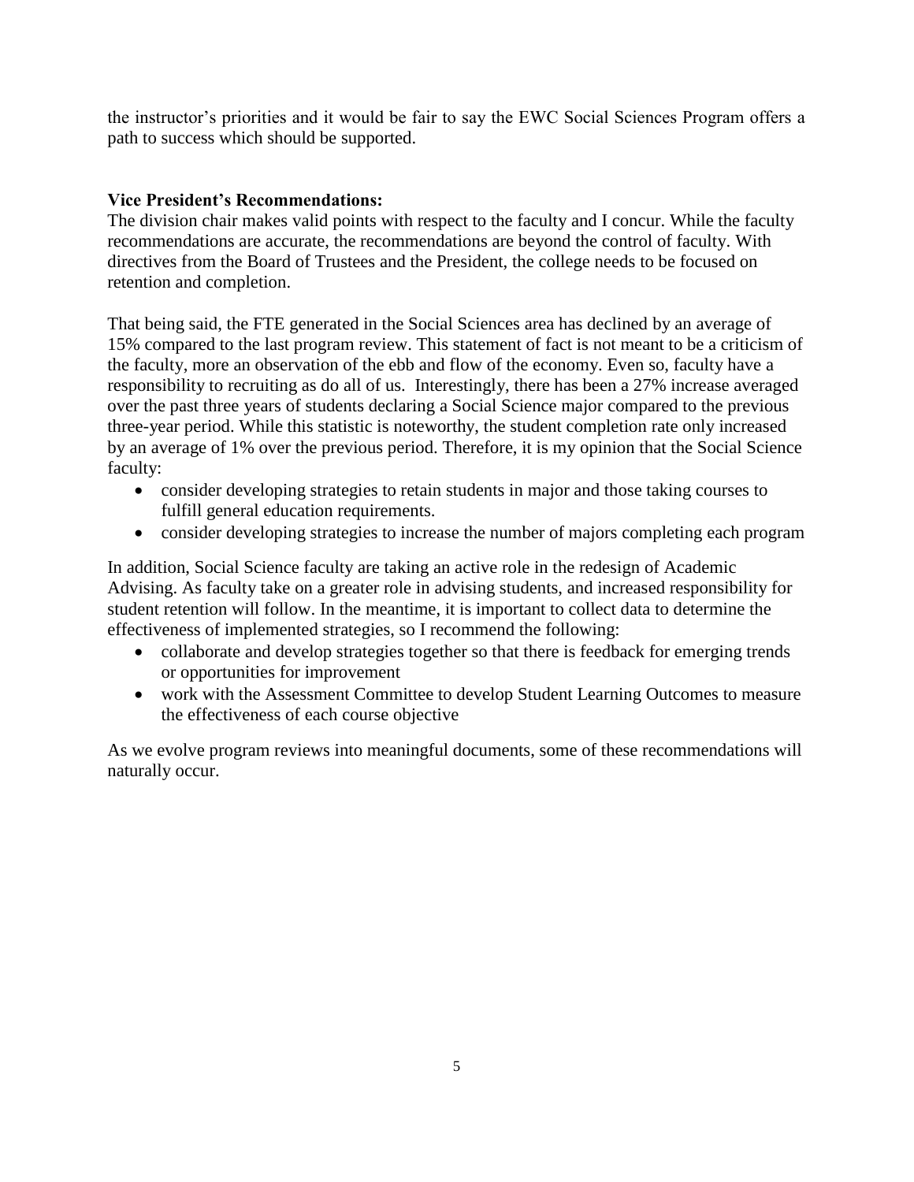the instructor's priorities and it would be fair to say the EWC Social Sciences Program offers a path to success which should be supported.

**Vice President's Recommendations:**

The division chair makes valid points with respect to the faculty and I concur. While the faculty recommendations are accurate, the recommendations are beyond the control of faculty. With directives from the Board of Trustees and the President, the college needs to be focused on retention and completion.

That being said, the FTE generated in the Social Sciences area has declined by an average of 15% compared to the last program review. This statement of fact is not meant to be a criticism of the faculty, more an observation of the ebb and flow of the economy. Even so, faculty have a responsibility to recruiting as do all of us. Interestingly, there has been a 27% increase averaged over the past three years of students declaring a Social Science major compared to the previous three-year period. While this statistic is noteworthy, the student completion rate only increased by an average of 1% over the previous period. Therefore, it is my opinion that the Social Science faculty:

- consider developing strategies to retain students in major and those taking courses to fulfill general education requirements.
- consider developing strategies to increase the number of majors completing each program

In addition, Social Science faculty are taking an active role in the redesign of Academic Advising. As faculty take on a greater role in advising students, and increased responsibility for student retention will follow. In the meantime, it is important to collect data to determine the effectiveness of implemented strategies, so I recommend the following:

- collaborate and develop strategies together so that there is feedback for emerging trends or opportunities for improvement
- work with the Assessment Committee to develop Student Learning Outcomes to measure the effectiveness of each course objective

As we evolve program reviews into meaningful documents, some of these recommendations will naturally occur.